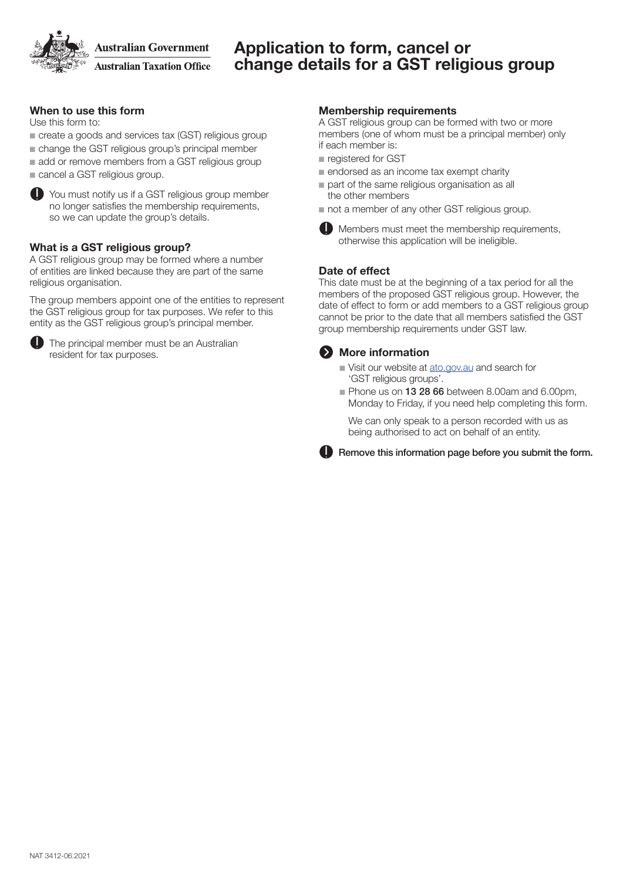Australian Government

Australian Taxation Office

# Application to form, cancel or change details for a GST religious group

### When to use this form

Use this form to:

- create a goods and services tax (GST) religious group
- change the GST religious group's principal member
- add or remove members from a GST religious group
- cancel a GST religious group.

You must notify us if a GST religious group member no longer satisfies the membership requirements, so we can update the group's details.

### What is a GST religious group?

A GST religious group may be formed where a number of entities are linked because they are part of the same religious organisation.

The group members appoint one of the entities to represent the GST religious group for tax purposes. We refer to this entity as the GST religious group's principal member.

The principal member must be an Australian resident for tax purposes.

### Membership requirements

A GST religious group can be formed with two or more members (one of whom must be a principal member) only if each member is:

- registered for GST
- endorsed as an income tax exempt charity
- part of the same religious organisation as all the other members
- not a member of any other GST religious group.

Members must meet the membership requirements, otherwise this application will be ineligible.

### Date of effect

This date must be at the beginning of a tax period for all the members of the proposed GST religious group. However, the date of effect to form or add members to a GST religious group cannot be prior to the date that all members satisfied the GST group membership requirements under GST law.

### More information

- Visit our website at ato.gov.au and search for 'GST religious groups'.
- Phone us on **13 28 66** between 8.00am and 6.00pm, Monday to Friday, if you need help completing this form.

  We can only speak to a person recorded with us as being authorised to act on behalf of an entity.

**Remove this information page before you submit the form.**

NAT 3412-06.2021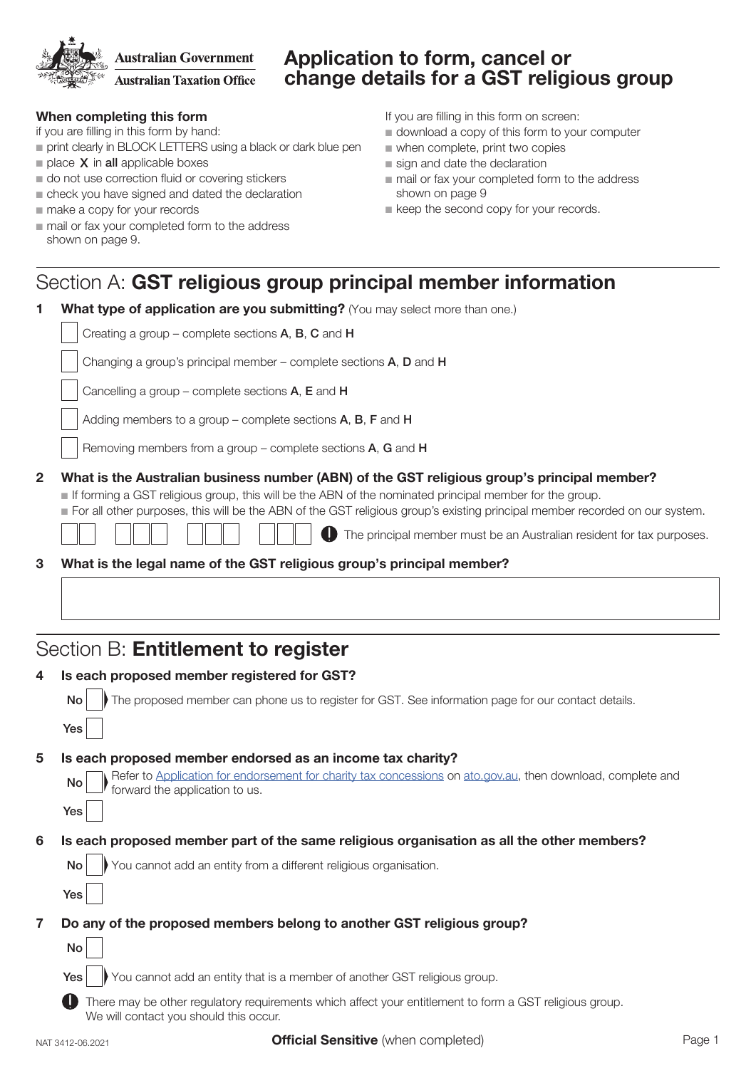# Application to form, cancel or change details for a GST religious group

Australian Government
Australian Taxation Office

**When completing this form**

if you are filling in this form by hand:

- print clearly in BLOCK LETTERS using a black or dark blue pen
- place **X** in **all** applicable boxes
- do not use correction fluid or covering stickers
- check you have signed and dated the declaration
- make a copy for your records
- mail or fax your completed form to the address shown on page 9.

If you are filling in this form on screen:

- download a copy of this form to your computer
- when complete, print two copies
- sign and date the declaration
- mail or fax your completed form to the address shown on page 9
- keep the second copy for your records.

## Section A: **GST religious group principal member information**

**1 What type of application are you submitting?** (You may select more than one.)

- [ ] Creating a group – complete sections **A**, **B**, **C** and **H**
- [ ] Changing a group's principal member – complete sections **A**, **D** and **H**
- [ ] Cancelling a group – complete sections **A**, **E** and **H**
- [ ] Adding members to a group – complete sections **A**, **B**, **F** and **H**
- [ ] Removing members from a group – complete sections **A**, **G** and **H**

**2 What is the Australian business number (ABN) of the GST religious group's principal member?**

- If forming a GST religious group, this will be the ABN of the nominated principal member for the group.
- For all other purposes, this will be the ABN of the GST religious group's existing principal member recorded on our system.

[ ][ ] [ ][ ][ ] [ ][ ][ ] [ ][ ][ ]

The principal member must be an Australian resident for tax purposes.

**3 What is the legal name of the GST religious group's principal member?**

[ ]

## Section B: **Entitlement to register**

**4 Is each proposed member registered for GST?**

No [ ] The proposed member can phone us to register for GST. See information page for our contact details.

Yes [ ]

**5 Is each proposed member endorsed as an income tax charity?**

No [ ] Refer to Application for endorsement for charity tax concessions on ato.gov.au, then download, complete and forward the application to us.

Yes [ ]

**6 Is each proposed member part of the same religious organisation as all the other members?**

No [ ] You cannot add an entity from a different religious organisation.

Yes [ ]

**7 Do any of the proposed members belong to another GST religious group?**

No [ ]

Yes [ ] You cannot add an entity that is a member of another GST religious group.

There may be other regulatory requirements which affect your entitlement to form a GST religious group. We will contact you should this occur.

NAT 3412-06.2021

**Official Sensitive** (when completed)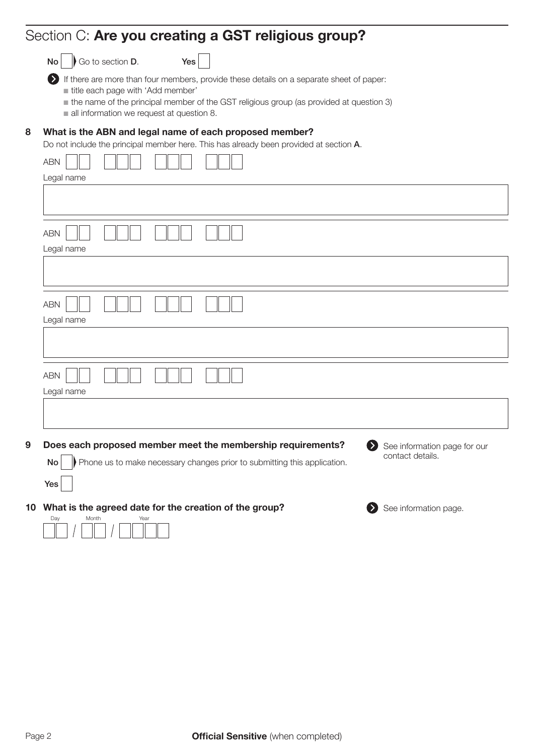# Section C: **Are you creating a GST religious group?**

**No** ☐ Go to section **D**. **Yes** ☐

If there are more than four members, provide these details on a separate sheet of paper:

- title each page with 'Add member'
- the name of the principal member of the GST religious group (as provided at question 3)
- all information we request at question 8.

**8 What is the ABN and legal name of each proposed member?**

Do not include the principal member here. This has already been provided at section **A**.

ABN ☐☐ ☐☐☐ ☐☐☐ ☐☐☐

Legal name

ABN ☐☐ ☐☐☐ ☐☐☐ ☐☐☐

Legal name

ABN ☐☐ ☐☐☐ ☐☐☐ ☐☐☐

Legal name

ABN ☐☐ ☐☐☐ ☐☐☐ ☐☐☐

Legal name

**9 Does each proposed member meet the membership requirements?**

**No** ☐ Phone us to make necessary changes prior to submitting this application.

**Yes** ☐

See information page for our contact details.

**10 What is the agreed date for the creation of the group?**

Day ☐☐ / Month ☐☐ / Year ☐☐☐☐

See information page.

**Official Sensitive** (when completed)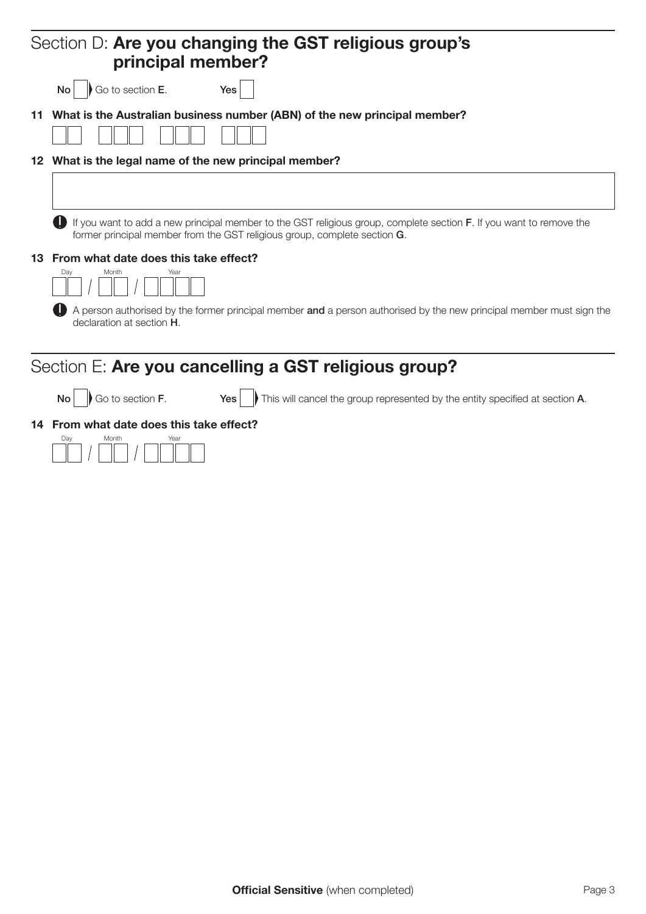## Section D: **Are you changing the GST religious group's principal member?**

**No** ☐ Go to section **E**. **Yes** ☐

**11 What is the Australian business number (ABN) of the new principal member?**

☐☐ ☐☐☐ ☐☐☐ ☐☐☐

**12 What is the legal name of the new principal member?**

&nbsp;

If you want to add a new principal member to the GST religious group, complete section **F**. If you want to remove the former principal member from the GST religious group, complete section **G**.

**13 From what date does this take effect?**

Day / Month / Year

☐☐ / ☐☐ / ☐☐☐☐

A person authorised by the former principal member **and** a person authorised by the new principal member must sign the declaration at section **H**.

## Section E: **Are you cancelling a GST religious group?**

**No** ☐ Go to section **F**. **Yes** ☐ This will cancel the group represented by the entity specified at section **A**.

**14 From what date does this take effect?**

Day / Month / Year

☐☐ / ☐☐ / ☐☐☐☐

**Official Sensitive** (when completed)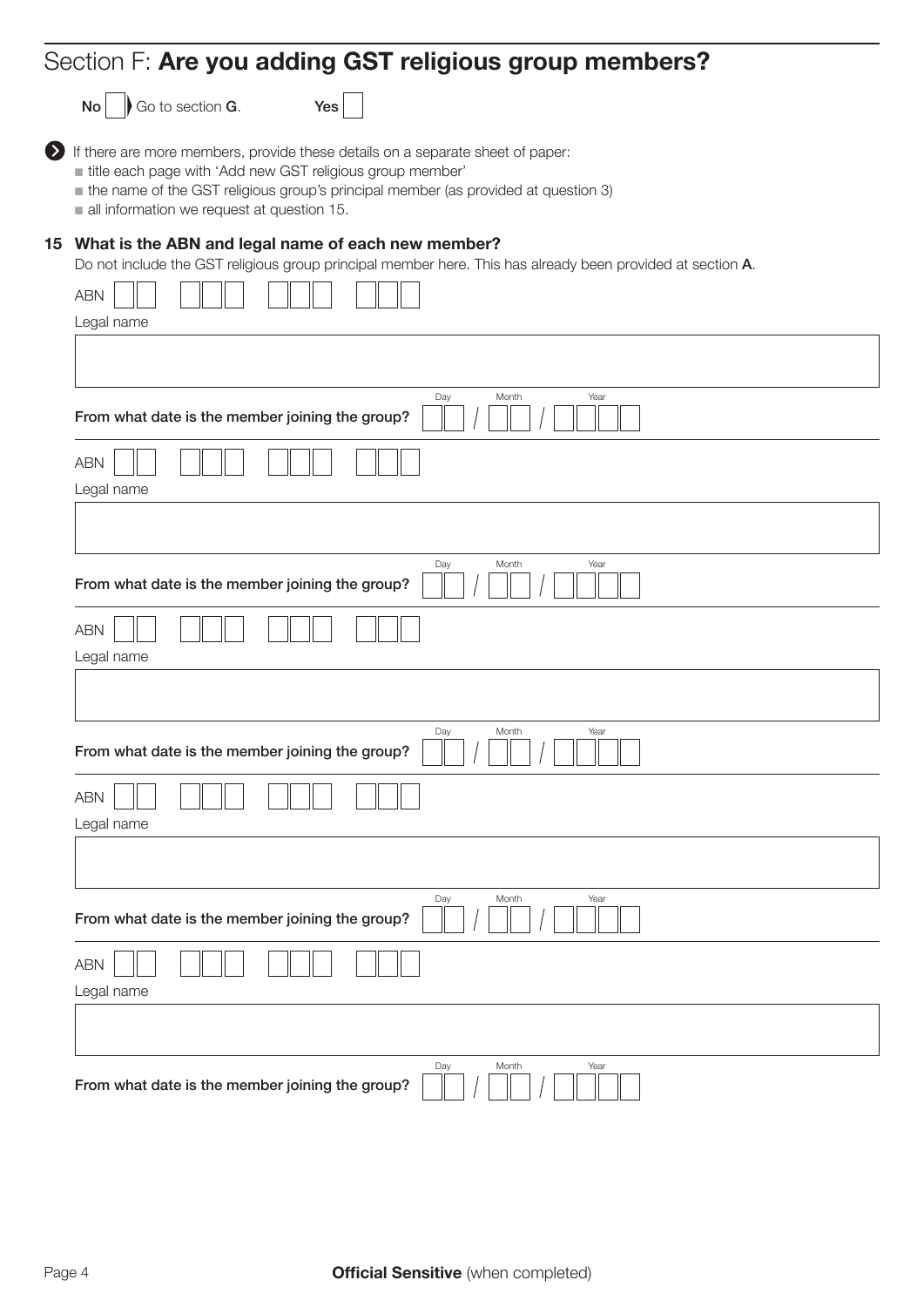## Section F: **Are you adding GST religious group members?**

**No** ☐ Go to section **G**. **Yes** ☐

If there are more members, provide these details on a separate sheet of paper:

- title each page with 'Add new GST religious group member'
- the name of the GST religious group's principal member (as provided at question 3)
- all information we request at question 15.

### 15 What is the ABN and legal name of each new member?

Do not include the GST religious group principal member here. This has already been provided at section **A**.

ABN

Legal name

**From what date is the member joining the group?** Day / Month / Year

ABN

Legal name

**From what date is the member joining the group?** Day / Month / Year

ABN

Legal name

**From what date is the member joining the group?** Day / Month / Year

ABN

Legal name

**From what date is the member joining the group?** Day / Month / Year

ABN

Legal name

**From what date is the member joining the group?** Day / Month / Year

**Official Sensitive** (when completed)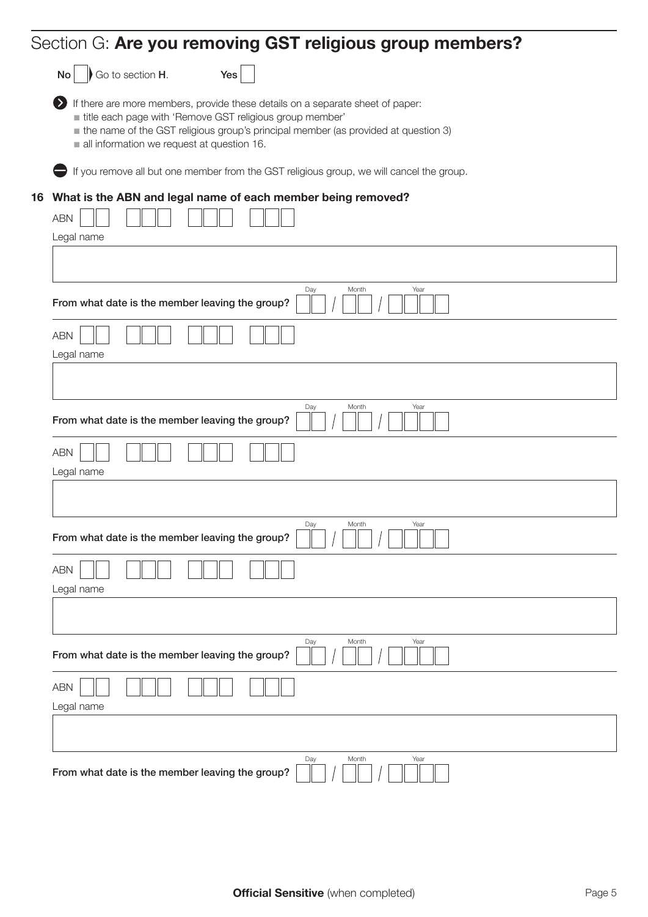## Section G: **Are you removing GST religious group members?**

**No** ☐ Go to section **H**. **Yes** ☐

If there are more members, provide these details on a separate sheet of paper:

- title each page with 'Remove GST religious group member'
- the name of the GST religious group's principal member (as provided at question 3)
- all information we request at question 16.

If you remove all but one member from the GST religious group, we will cancel the group.

**16 What is the ABN and legal name of each member being removed?**

ABN ☐☐ ☐☐☐ ☐☐☐ ☐☐☐

Legal name

From what date is the member leaving the group? Day ☐☐ / Month ☐☐ / Year ☐☐☐☐

ABN ☐☐ ☐☐☐ ☐☐☐ ☐☐☐

Legal name

From what date is the member leaving the group? Day ☐☐ / Month ☐☐ / Year ☐☐☐☐

ABN ☐☐ ☐☐☐ ☐☐☐ ☐☐☐

Legal name

From what date is the member leaving the group? Day ☐☐ / Month ☐☐ / Year ☐☐☐☐

ABN ☐☐ ☐☐☐ ☐☐☐ ☐☐☐

Legal name

From what date is the member leaving the group? Day ☐☐ / Month ☐☐ / Year ☐☐☐☐

ABN ☐☐ ☐☐☐ ☐☐☐ ☐☐☐

Legal name

From what date is the member leaving the group? Day ☐☐ / Month ☐☐ / Year ☐☐☐☐

**Official Sensitive** (when completed)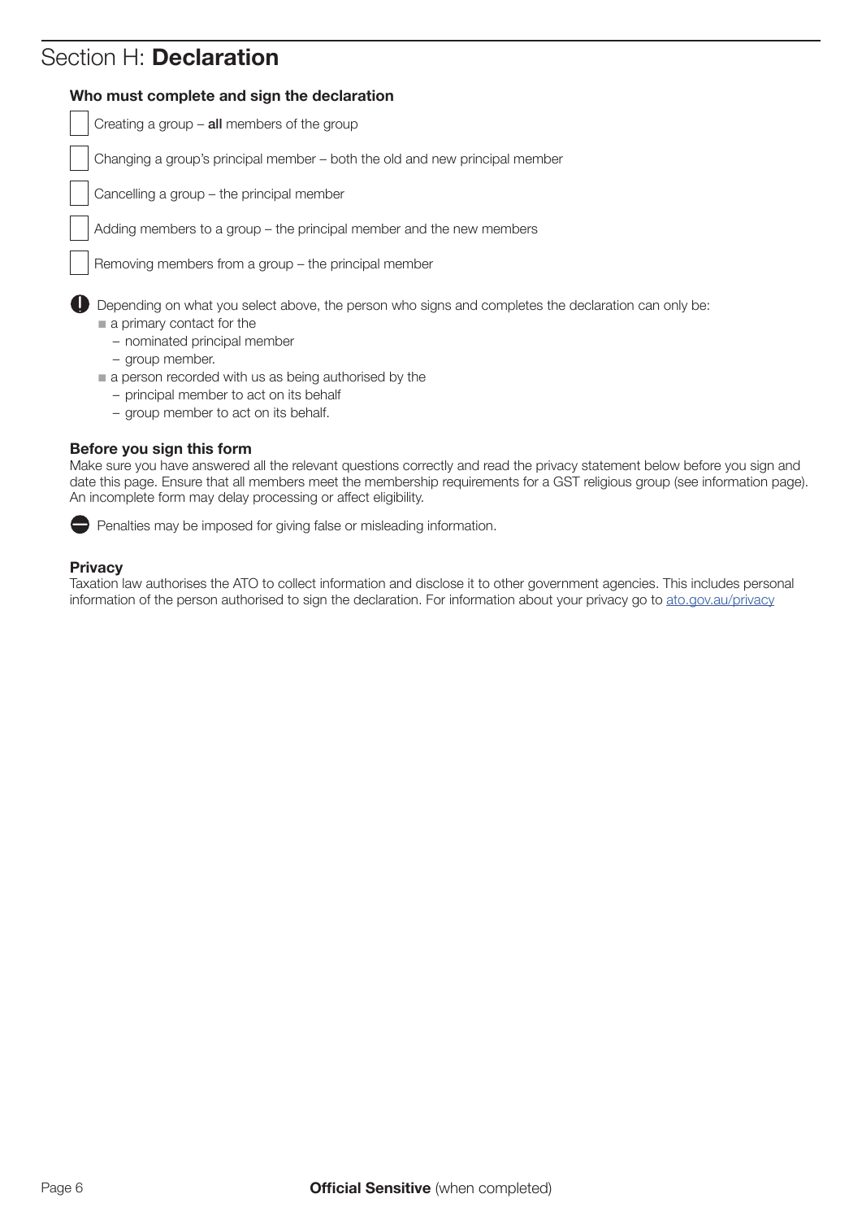## Section H: **Declaration**

### Who must complete and sign the declaration

- [ ] Creating a group – **all** members of the group
- [ ] Changing a group's principal member – both the old and new principal member
- [ ] Cancelling a group – the principal member
- [ ] Adding members to a group – the principal member and the new members
- [ ] Removing members from a group – the principal member

Depending on what you select above, the person who signs and completes the declaration can only be:

- a primary contact for the
  - nominated principal member
  - group member.
- a person recorded with us as being authorised by the
  - principal member to act on its behalf
  - group member to act on its behalf.

### Before you sign this form

Make sure you have answered all the relevant questions correctly and read the privacy statement below before you sign and date this page. Ensure that all members meet the membership requirements for a GST religious group (see information page). An incomplete form may delay processing or affect eligibility.

Penalties may be imposed for giving false or misleading information.

### Privacy

Taxation law authorises the ATO to collect information and disclose it to other government agencies. This includes personal information of the person authorised to sign the declaration. For information about your privacy go to ato.gov.au/privacy

**Official Sensitive** (when completed)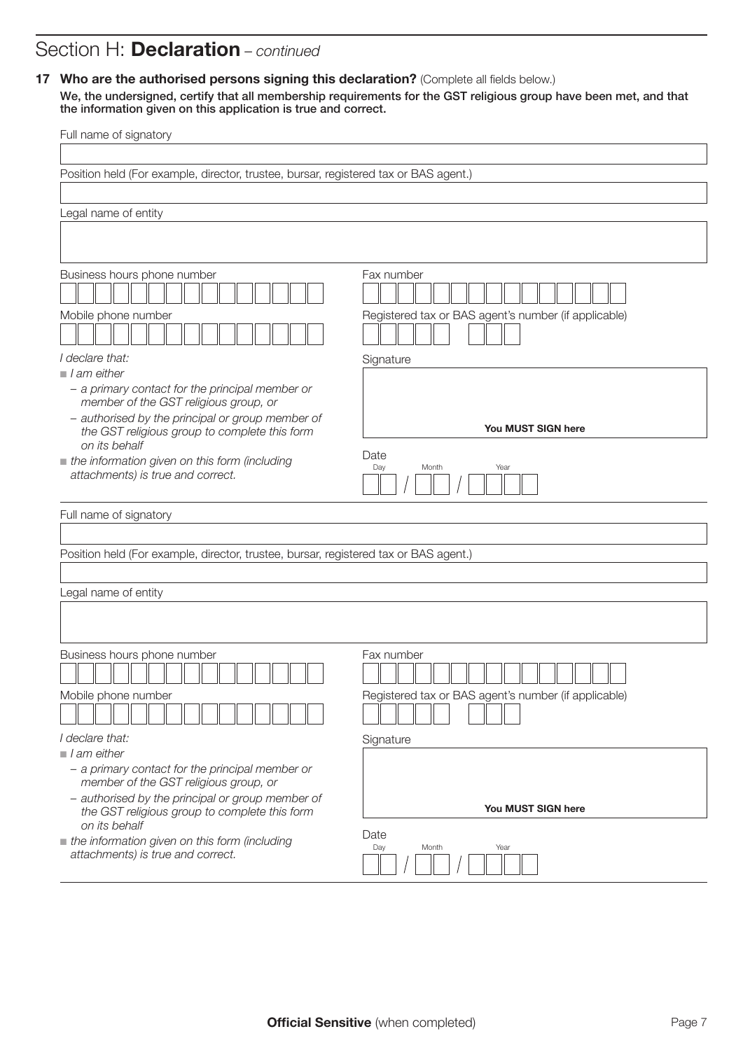## Section H: **Declaration** – *continued*

**17 Who are the authorised persons signing this declaration?** (Complete all fields below.)

**We, the undersigned, certify that all membership requirements for the GST religious group have been met, and that the information given on this application is true and correct.**

Full name of signatory

Position held (For example, director, trustee, bursar, registered tax or BAS agent.)

Legal name of entity

Business hours phone number

Fax number

Mobile phone number

Registered tax or BAS agent's number (if applicable)

*I declare that:*

- *I am either*
  - *a primary contact for the principal member or member of the GST religious group, or*
  - *authorised by the principal or group member of the GST religious group to complete this form on its behalf*
- *the information given on this form (including attachments) is true and correct.*

Signature

**You MUST SIGN here**

Date

Day / Month / Year

Full name of signatory

Position held (For example, director, trustee, bursar, registered tax or BAS agent.)

Legal name of entity

Business hours phone number

Fax number

Mobile phone number

Registered tax or BAS agent's number (if applicable)

*I declare that:*

- *I am either*
  - *a primary contact for the principal member or member of the GST religious group, or*
  - *authorised by the principal or group member of the GST religious group to complete this form on its behalf*
- *the information given on this form (including attachments) is true and correct.*

Signature

**You MUST SIGN here**

Date

Day / Month / Year

**Official Sensitive** (when completed)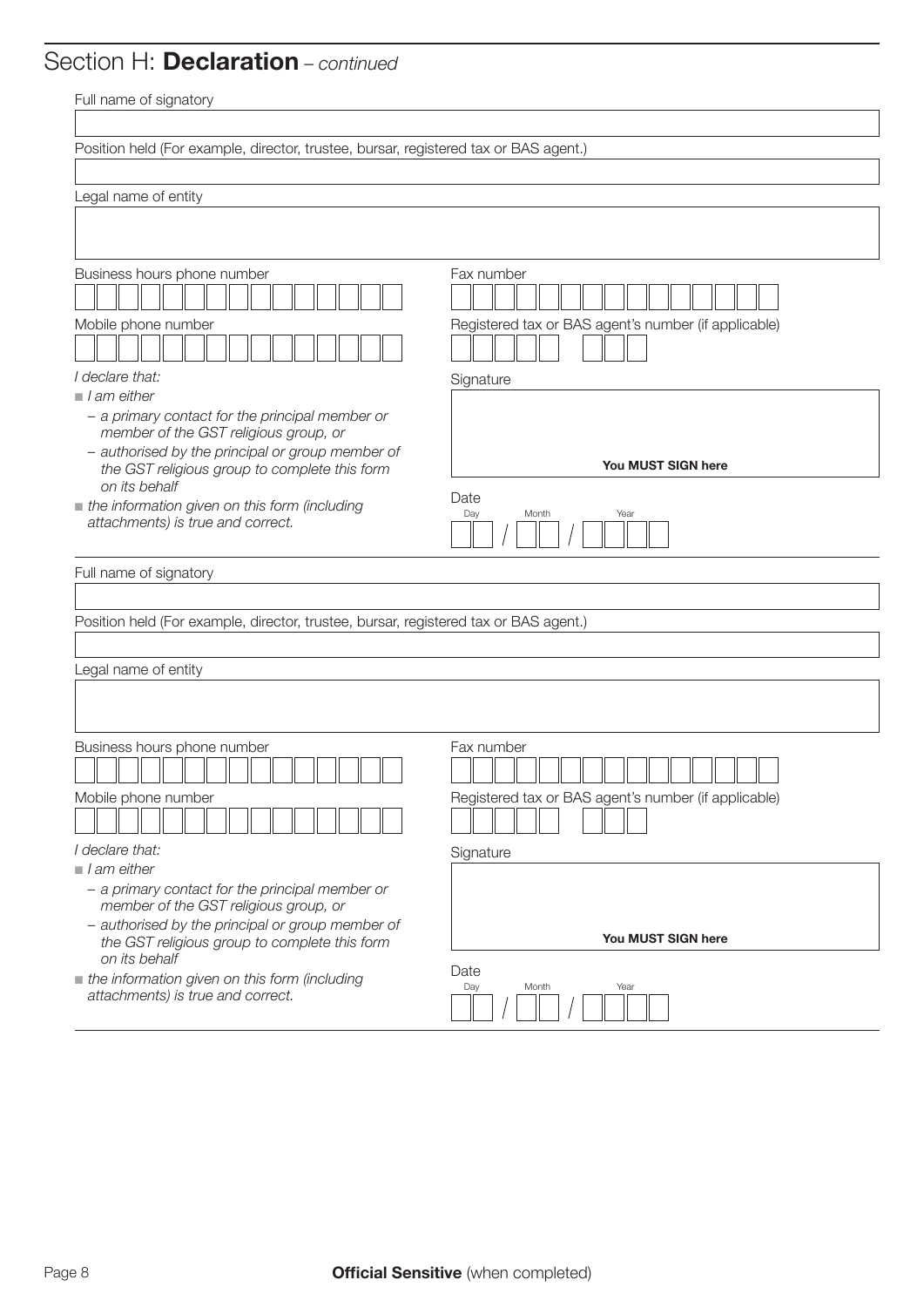## Section H: **Declaration** – *continued*

Full name of signatory

Position held (For example, director, trustee, bursar, registered tax or BAS agent.)

Legal name of entity

Business hours phone number

Fax number

Mobile phone number

Registered tax or BAS agent's number (if applicable)

*I declare that:*

- *I am either*
  - *a primary contact for the principal member or member of the GST religious group, or*
  - *authorised by the principal or group member of the GST religious group to complete this form on its behalf*
- *the information given on this form (including attachments) is true and correct.*

Signature

**You MUST SIGN here**

Date

Day / Month / Year

---

Full name of signatory

Position held (For example, director, trustee, bursar, registered tax or BAS agent.)

Legal name of entity

Business hours phone number

Fax number

Mobile phone number

Registered tax or BAS agent's number (if applicable)

*I declare that:*

- *I am either*
  - *a primary contact for the principal member or member of the GST religious group, or*
  - *authorised by the principal or group member of the GST religious group to complete this form on its behalf*
- *the information given on this form (including attachments) is true and correct.*

Signature

**You MUST SIGN here**

Date

Day / Month / Year

**Official Sensitive** (when completed)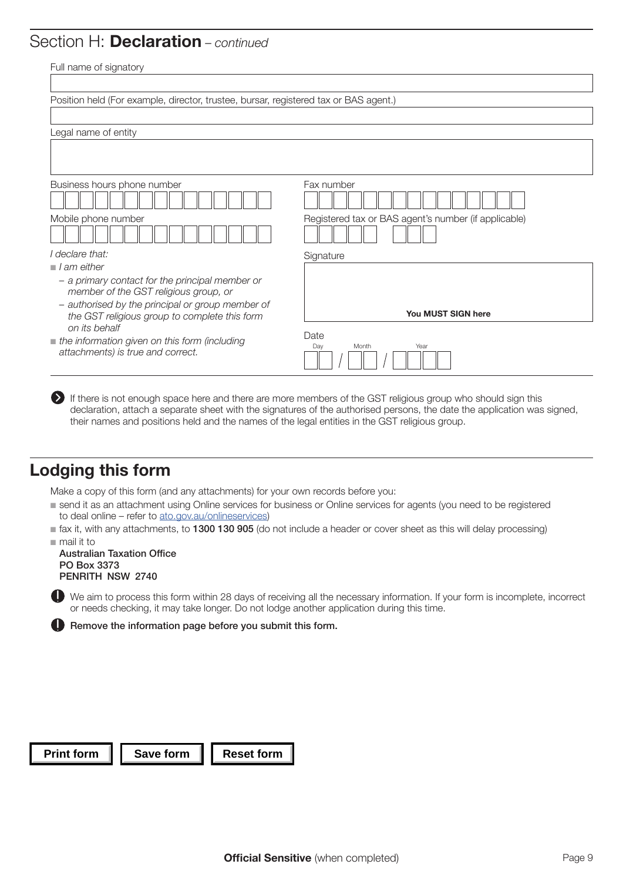## Section H: **Declaration** – *continued*

Full name of signatory

Position held (For example, director, trustee, bursar, registered tax or BAS agent.)

Legal name of entity

Business hours phone number

Fax number

Mobile phone number

Registered tax or BAS agent's number (if applicable)

*I declare that:*

- *I am either*
  - *a primary contact for the principal member or member of the GST religious group, or*
  - *authorised by the principal or group member of the GST religious group to complete this form on its behalf*
- *the information given on this form (including attachments) is true and correct.*

Signature

**You MUST SIGN here**

Date

Day / Month / Year

If there is not enough space here and there are more members of the GST religious group who should sign this declaration, attach a separate sheet with the signatures of the authorised persons, the date the application was signed, their names and positions held and the names of the legal entities in the GST religious group.

## Lodging this form

Make a copy of this form (and any attachments) for your own records before you:

- send it as an attachment using Online services for business or Online services for agents (you need to be registered to deal online – refer to ato.gov.au/onlineservices)
- fax it, with any attachments, to **1300 130 905** (do not include a header or cover sheet as this will delay processing)
- mail it to
  **Australian Taxation Office**
  **PO Box 3373**
  **PENRITH NSW 2740**

We aim to process this form within 28 days of receiving all the necessary information. If your form is incomplete, incorrect or needs checking, it may take longer. Do not lodge another application during this time.

**Remove the information page before you submit this form.**

**Print form** **Save form** **Reset form**

**Official Sensitive** (when completed)